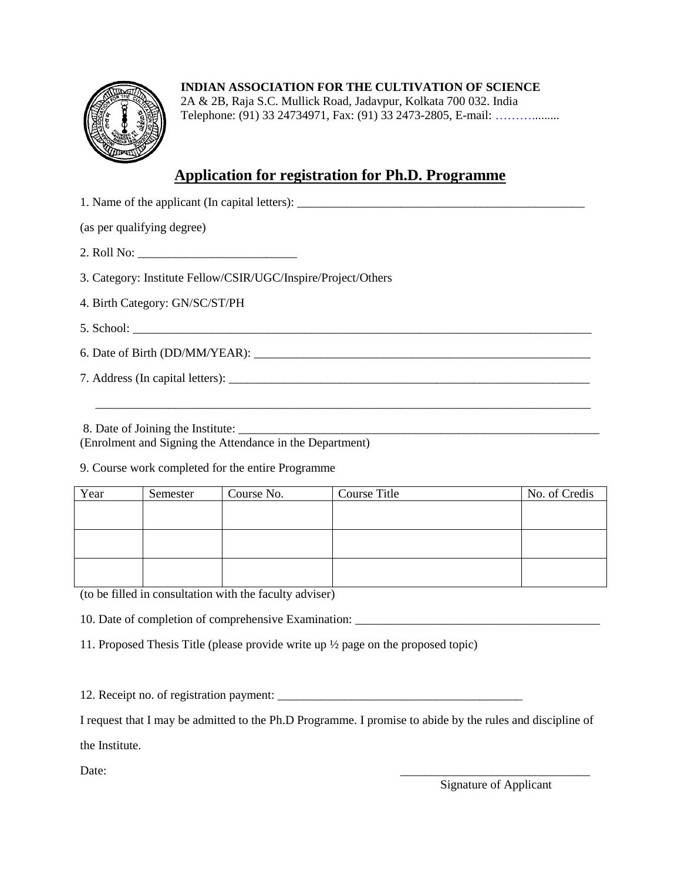**INDIAN ASSOCIATION FOR THE CULTIVATION OF SCIENCE**
2A & 2B, Raja S.C. Mullick Road, Jadavpur, Kolkata 700 032. India
Telephone: (91) 33 24734971, Fax: (91) 33 2473-2805, E-mail: ……….......

# Application for registration for Ph.D. Programme

1. Name of the applicant (In capital letters): ________________________________________________

(as per qualifying degree)

2. Roll No: _________________________

3. Category: Institute Fellow/CSIR/UGC/Inspire/Project/Others

4. Birth Category: GN/SC/ST/PH

5. School: ____________________________________________________________________________

6. Date of Birth (DD/MM/YEAR): _______________________________________________________

7. Address (In capital letters): __________________________________________________________

_________________________________________________________________________________

8. Date of Joining the Institute: __________________________________________________________
(Enrolment and Signing the Attendance in the Department)

9. Course work completed for the entire Programme

| Year | Semester | Course No. | Course Title | No. of Credis |
|---|---|---|---|---|
| | | | | |
| | | | | |
| | | | | |

(to be filled in consultation with the faculty adviser)

10. Date of completion of comprehensive Examination: _______________________________________

11. Proposed Thesis Title (please provide write up ½ page on the proposed topic)

12. Receipt no. of registration payment: ________________________________________

I request that I may be admitted to the Ph.D Programme. I promise to abide by the rules and discipline of the Institute.

Date:

_______________________________
Signature of Applicant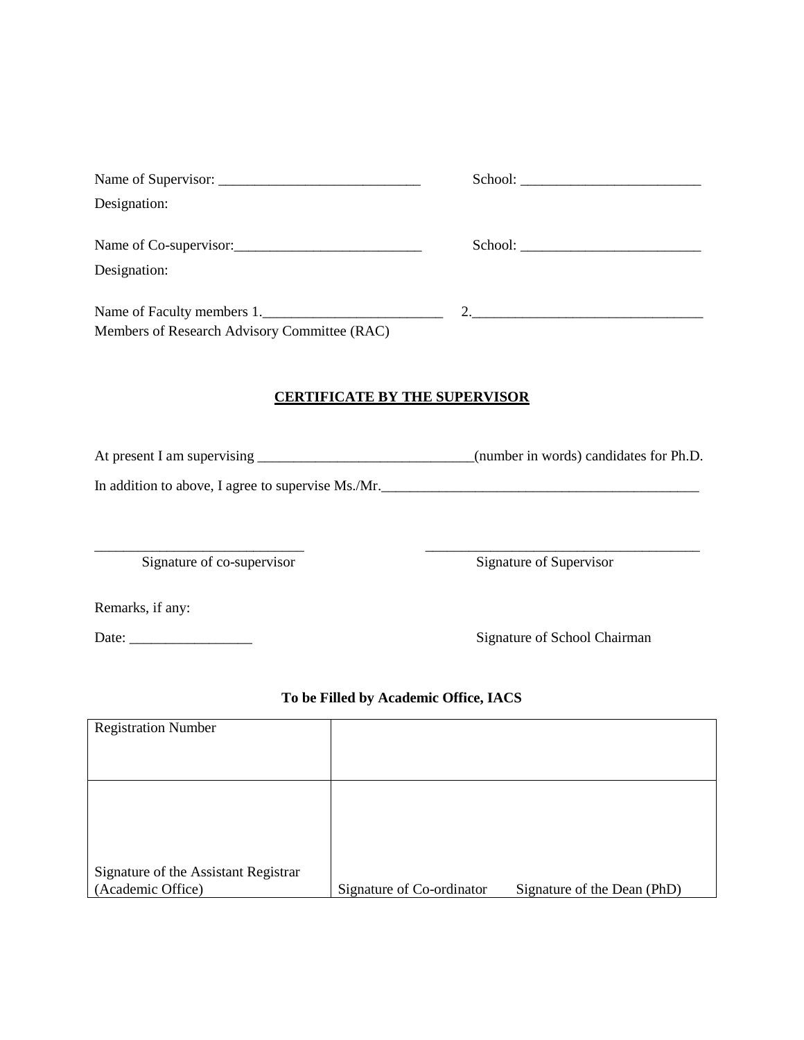Name of Supervisor: ____________________________ School: _________________________

Designation:

Name of Co-supervisor:__________________________ School: _________________________

Designation:

Name of Faculty members 1._________________________ 2._______________________________

Members of Research Advisory Committee (RAC)

## CERTIFICATE BY THE SUPERVISOR

At present I am supervising ______________________________(number in words) candidates for Ph.D.

In addition to above, I agree to supervise Ms./Mr._____________________________________________

_____________________________ Signature of co-supervisor

______________________________________ Signature of Supervisor

Remarks, if any:

Date: _________________

Signature of School Chairman

**To be Filled by Academic Office, IACS**

| | |
|---|---|
| Registration Number | |
| Signature of the Assistant Registrar (Academic Office) | Signature of Co-ordinator        Signature of the Dean (PhD) |